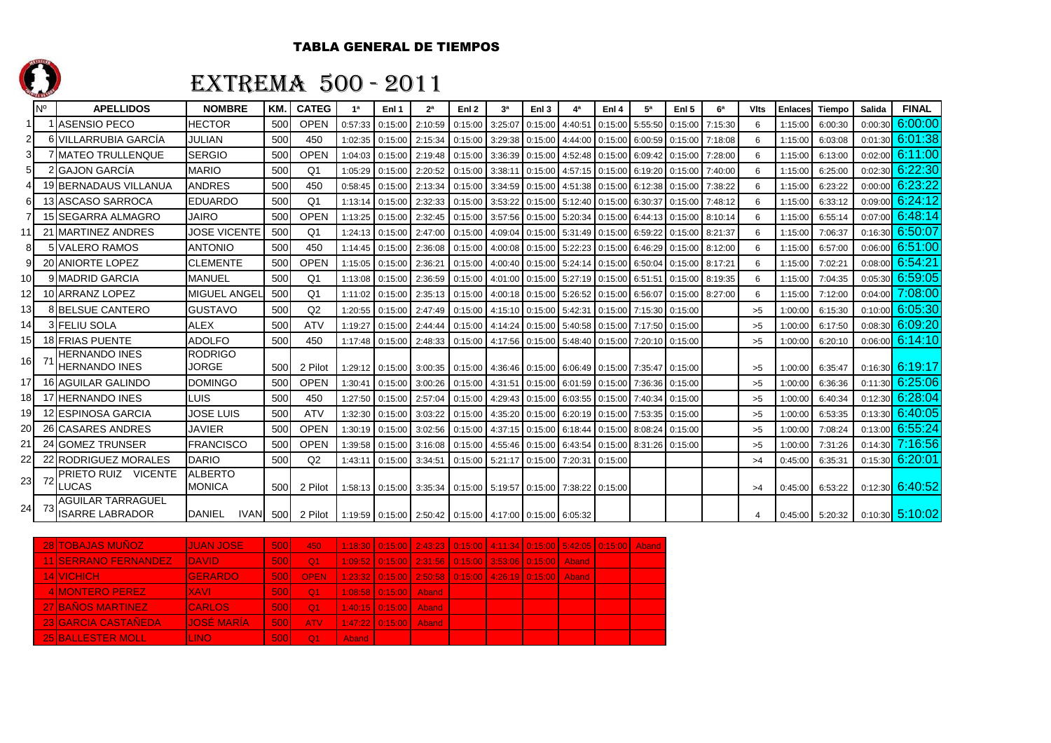# TABLA GENERAL DE TIEMPOS

## EXTREMA 500 - 2011

| | Nº | APELLIDOS | NOMBRE | KM. | CATEG | 1ª | Enl 1 | 2ª | Enl 2 | 3ª | Enl 3 | 4ª | Enl 4 | 5ª | Enl 5 | 6ª | Vlts | Enlaces | Tiempo | Salida | FINAL |
|---|---|---|---|---|---|---|---|---|---|---|---|---|---|---|---|---|---|---|---|---|---|
| 1 | 1 | ASENSIO PECO | HECTOR | 500 | OPEN | 0:57:33 | 0:15:00 | 2:10:59 | 0:15:00 | 3:25:07 | 0:15:00 | 4:40:51 | 0:15:00 | 5:55:50 | 0:15:00 | 7:15:30 | 6 | 1:15:00 | 6:00:30 | 0:00:30 | 6:00:00 |
| 2 | 6 | VILLARRUBIA GARCÍA | JULIAN | 500 | 450 | 1:02:35 | 0:15:00 | 2:15:34 | 0:15:00 | 3:29:38 | 0:15:00 | 4:44:00 | 0:15:00 | 6:00:59 | 0:15:00 | 7:18:08 | 6 | 1:15:00 | 6:03:08 | 0:01:30 | 6:01:38 |
| 3 | 7 | MATEO TRULLENQUE | SERGIO | 500 | OPEN | 1:04:03 | 0:15:00 | 2:19:48 | 0:15:00 | 3:36:39 | 0:15:00 | 4:52:48 | 0:15:00 | 6:09:42 | 0:15:00 | 7:28:00 | 6 | 1:15:00 | 6:13:00 | 0:02:00 | 6:11:00 |
| 5 | 2 | GAJON GARCÍA | MARIO | 500 | Q1 | 1:05:29 | 0:15:00 | 2:20:52 | 0:15:00 | 3:38:11 | 0:15:00 | 4:57:15 | 0:15:00 | 6:19:20 | 0:15:00 | 7:40:00 | 6 | 1:15:00 | 6:25:00 | 0:02:30 | 6:22:30 |
| 4 | 19 | BERNADAUS VILLANUA | ANDRES | 500 | 450 | 0:58:45 | 0:15:00 | 2:13:34 | 0:15:00 | 3:34:59 | 0:15:00 | 4:51:38 | 0:15:00 | 6:12:38 | 0:15:00 | 7:38:22 | 6 | 1:15:00 | 6:23:22 | 0:00:00 | 6:23:22 |
| 6 | 13 | ASCASO SARROCA | EDUARDO | 500 | Q1 | 1:13:14 | 0:15:00 | 2:32:33 | 0:15:00 | 3:53:22 | 0:15:00 | 5:12:40 | 0:15:00 | 6:30:37 | 0:15:00 | 7:48:12 | 6 | 1:15:00 | 6:33:12 | 0:09:00 | 6:24:12 |
| 7 | 15 | SEGARRA ALMAGRO | JAIRO | 500 | OPEN | 1:13:25 | 0:15:00 | 2:32:45 | 0:15:00 | 3:57:56 | 0:15:00 | 5:20:34 | 0:15:00 | 6:44:13 | 0:15:00 | 8:10:14 | 6 | 1:15:00 | 6:55:14 | 0:07:00 | 6:48:14 |
| 11 | 21 | MARTINEZ ANDRES | JOSE VICENTE | 500 | Q1 | 1:24:13 | 0:15:00 | 2:47:00 | 0:15:00 | 4:09:04 | 0:15:00 | 5:31:49 | 0:15:00 | 6:59:22 | 0:15:00 | 8:21:37 | 6 | 1:15:00 | 7:06:37 | 0:16:30 | 6:50:07 |
| 8 | 5 | VALERO RAMOS | ANTONIO | 500 | 450 | 1:14:45 | 0:15:00 | 2:36:08 | 0:15:00 | 4:00:08 | 0:15:00 | 5:22:23 | 0:15:00 | 6:46:29 | 0:15:00 | 8:12:00 | 6 | 1:15:00 | 6:57:00 | 0:06:00 | 6:51:00 |
| 9 | 20 | ANIORTE LOPEZ | CLEMENTE | 500 | OPEN | 1:15:05 | 0:15:00 | 2:36:21 | 0:15:00 | 4:00:40 | 0:15:00 | 5:24:14 | 0:15:00 | 6:50:04 | 0:15:00 | 8:17:21 | 6 | 1:15:00 | 7:02:21 | 0:08:00 | 6:54:21 |
| 10 | 9 | MADRID GARCIA | MANUEL | 500 | Q1 | 1:13:08 | 0:15:00 | 2:36:59 | 0:15:00 | 4:01:00 | 0:15:00 | 5:27:19 | 0:15:00 | 6:51:51 | 0:15:00 | 8:19:35 | 6 | 1:15:00 | 7:04:35 | 0:05:30 | 6:59:05 |
| 12 | 10 | ARRANZ LOPEZ | MIGUEL ANGEL | 500 | Q1 | 1:11:02 | 0:15:00 | 2:35:13 | 0:15:00 | 4:00:18 | 0:15:00 | 5:26:52 | 0:15:00 | 6:56:07 | 0:15:00 | 8:27:00 | 6 | 1:15:00 | 7:12:00 | 0:04:00 | 7:08:00 |
| 13 | 8 | BELSUE CANTERO | GUSTAVO | 500 | Q2 | 1:20:55 | 0:15:00 | 2:47:49 | 0:15:00 | 4:15:10 | 0:15:00 | 5:42:31 | 0:15:00 | 7:15:30 | 0:15:00 | | >5 | 1:00:00 | 6:15:30 | 0:10:00 | 6:05:30 |
| 14 | 3 | FELIU SOLA | ALEX | 500 | ATV | 1:19:27 | 0:15:00 | 2:44:44 | 0:15:00 | 4:14:24 | 0:15:00 | 5:40:58 | 0:15:00 | 7:17:50 | 0:15:00 | | >5 | 1:00:00 | 6:17:50 | 0:08:30 | 6:09:20 |
| 15 | 18 | FRIAS PUENTE | ADOLFO | 500 | 450 | 1:17:48 | 0:15:00 | 2:48:33 | 0:15:00 | 4:17:56 | 0:15:00 | 5:48:40 | 0:15:00 | 7:20:10 | 0:15:00 | | >5 | 1:00:00 | 6:20:10 | 0:06:00 | 6:14:10 |
| 16 | 71 | HERNANDO INES / HERNANDO INES | RODRIGO / JORGE | 500 | 2 Pilot | 1:29:12 | 0:15:00 | 3:00:35 | 0:15:00 | 4:36:46 | 0:15:00 | 6:06:49 | 0:15:00 | 7:35:47 | 0:15:00 | | >5 | 1:00:00 | 6:35:47 | 0:16:30 | 6:19:17 |
| 17 | 16 | AGUILAR GALINDO | DOMINGO | 500 | OPEN | 1:30:41 | 0:15:00 | 3:00:26 | 0:15:00 | 4:31:51 | 0:15:00 | 6:01:59 | 0:15:00 | 7:36:36 | 0:15:00 | | >5 | 1:00:00 | 6:36:36 | 0:11:30 | 6:25:06 |
| 18 | 17 | HERNANDO INES | LUIS | 500 | 450 | 1:27:50 | 0:15:00 | 2:57:04 | 0:15:00 | 4:29:43 | 0:15:00 | 6:03:55 | 0:15:00 | 7:40:34 | 0:15:00 | | >5 | 1:00:00 | 6:40:34 | 0:12:30 | 6:28:04 |
| 19 | 12 | ESPINOSA GARCIA | JOSE LUIS | 500 | ATV | 1:32:30 | 0:15:00 | 3:03:22 | 0:15:00 | 4:35:20 | 0:15:00 | 6:20:19 | 0:15:00 | 7:53:35 | 0:15:00 | | >5 | 1:00:00 | 6:53:35 | 0:13:30 | 6:40:05 |
| 20 | 26 | CASARES ANDRES | JAVIER | 500 | OPEN | 1:30:19 | 0:15:00 | 3:02:56 | 0:15:00 | 4:37:15 | 0:15:00 | 6:18:44 | 0:15:00 | 8:08:24 | 0:15:00 | | >5 | 1:00:00 | 7:08:24 | 0:13:00 | 6:55:24 |
| 21 | 24 | GOMEZ TRUNSER | FRANCISCO | 500 | OPEN | 1:39:58 | 0:15:00 | 3:16:08 | 0:15:00 | 4:55:46 | 0:15:00 | 6:43:54 | 0:15:00 | 8:31:26 | 0:15:00 | | >5 | 1:00:00 | 7:31:26 | 0:14:30 | 7:16:56 |
| 22 | 22 | RODRIGUEZ MORALES | DARIO | 500 | Q2 | 1:43:11 | 0:15:00 | 3:34:51 | 0:15:00 | 5:21:17 | 0:15:00 | 7:20:31 | 0:15:00 | | | | >4 | 0:45:00 | 6:35:31 | 0:15:30 | 6:20:01 |
| 23 | 72 | PRIETO RUIZ VICENTE / LUCAS | ALBERTO / MONICA | 500 | 2 Pilot | 1:58:13 | 0:15:00 | 3:35:34 | 0:15:00 | 5:19:57 | 0:15:00 | 7:38:22 | 0:15:00 | | | | >4 | 0:45:00 | 6:53:22 | 0:12:30 | 6:40:52 |
| 24 | 73 | AGUILAR TARRAGUEL / ISARRE LABRADOR | DANIEL IVAN | 500 | 2 Pilot | 1:19:59 | 0:15:00 | 2:50:42 | 0:15:00 | 4:17:00 | 0:15:00 | 6:05:32 | | | | | 4 | 0:45:00 | 5:20:32 | 0:10:30 | 5:10:02 |

| Nº | APELLIDOS | NOMBRE | KM. | CATEG | 1ª | Enl 1 | 2ª | Enl 2 | 3ª | Enl 3 | 4ª | Enl 4 | 5ª |
|---|---|---|---|---|---|---|---|---|---|---|---|---|---|
| 28 | TOBAJAS MUÑOZ | JUAN JOSE | 500 | 450 | 1:18:30 | 0:15:00 | 2:43:23 | 0:15:00 | 4:11:34 | 0:15:00 | 5:42:05 | 0:15:00 | Aband |
| 11 | SERRANO FERNANDEZ | DAVID | 500 | Q1 | 1:09:52 | 0:15:00 | 2:31:56 | 0:15:00 | 3:53:06 | 0:15:00 | Aband | | |
| 14 | VICHICH | GERARDO | 500 | OPEN | 1:23:32 | 0:15:00 | 2:50:58 | 0:15:00 | 4:26:19 | 0:15:00 | Aband | | |
| 4 | MONTERO PEREZ | XAVI | 500 | Q1 | 1:08:58 | 0:15:00 | Aband | | | | | | |
| 27 | BAÑOS MARTINEZ | CARLOS | 500 | Q1 | 1:40:15 | 0:15:00 | Aband | | | | | | |
| 23 | GARCIA CASTAÑEDA | JOSE MARÍA | 500 | ATV | 1:47:22 | 0:15:00 | Aband | | | | | | |
| 25 | BALLESTER MOLL | LINO | 500 | Q1 | Aband | | | | | | | | |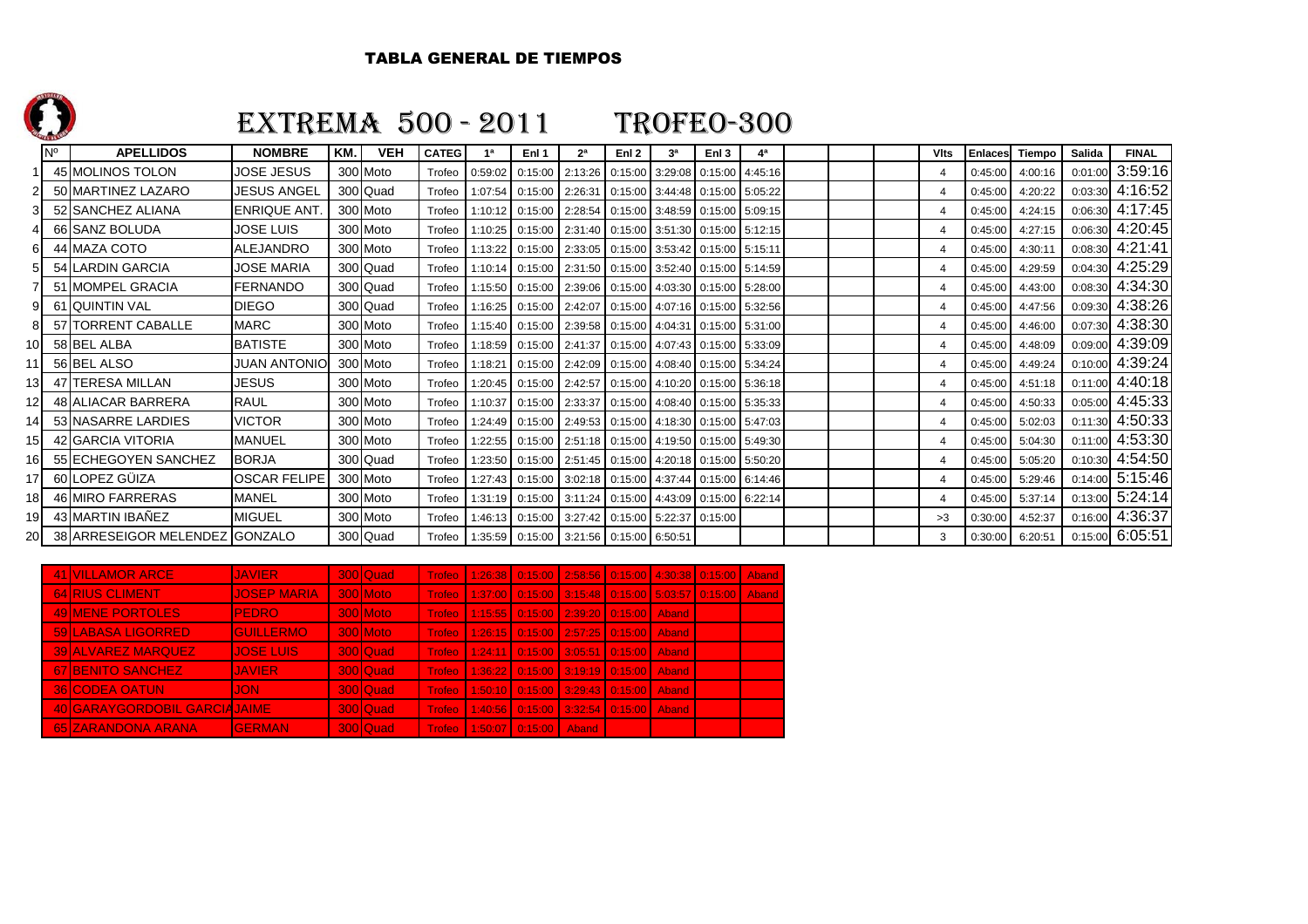# TABLA GENERAL DE TIEMPOS

## EXTREMA 500 - 2011 TROFEO-300

| | Nº | APELLIDOS | NOMBRE | KM. | VEH | CATEG | 1ª | Enl 1 | 2ª | Enl 2 | 3ª | Enl 3 | 4ª | | | | Vlts | Enlaces | Tiempo | Salida | FINAL |
|---|---|---|---|---|---|---|---|---|---|---|---|---|---|---|---|---|---|---|---|---|---|
| 1 | 45 | MOLINOS TOLON | JOSE JESUS | 300 | Moto | Trofeo | 0:59:02 | 0:15:00 | 2:13:26 | 0:15:00 | 3:29:08 | 0:15:00 | 4:45:16 | | | | 4 | 0:45:00 | 4:00:16 | 0:01:00 | 3:59:16 |
| 2 | 50 | MARTINEZ LAZARO | JESUS ANGEL | 300 | Quad | Trofeo | 1:07:54 | 0:15:00 | 2:26:31 | 0:15:00 | 3:44:48 | 0:15:00 | 5:05:22 | | | | 4 | 0:45:00 | 4:20:22 | 0:03:30 | 4:16:52 |
| 3 | 52 | SANCHEZ ALIANA | ENRIQUE ANT. | 300 | Moto | Trofeo | 1:10:12 | 0:15:00 | 2:28:54 | 0:15:00 | 3:48:59 | 0:15:00 | 5:09:15 | | | | 4 | 0:45:00 | 4:24:15 | 0:06:30 | 4:17:45 |
| 4 | 66 | SANZ BOLUDA | JOSE LUIS | 300 | Moto | Trofeo | 1:10:25 | 0:15:00 | 2:31:40 | 0:15:00 | 3:51:30 | 0:15:00 | 5:12:15 | | | | 4 | 0:45:00 | 4:27:15 | 0:06:30 | 4:20:45 |
| 6 | 44 | MAZA COTO | ALEJANDRO | 300 | Moto | Trofeo | 1:13:22 | 0:15:00 | 2:33:05 | 0:15:00 | 3:53:42 | 0:15:00 | 5:15:11 | | | | 4 | 0:45:00 | 4:30:11 | 0:08:30 | 4:21:41 |
| 5 | 54 | LARDIN GARCIA | JOSE MARIA | 300 | Quad | Trofeo | 1:10:14 | 0:15:00 | 2:31:50 | 0:15:00 | 3:52:40 | 0:15:00 | 5:14:59 | | | | 4 | 0:45:00 | 4:29:59 | 0:04:30 | 4:25:29 |
| 7 | 51 | MOMPEL GRACIA | FERNANDO | 300 | Quad | Trofeo | 1:15:50 | 0:15:00 | 2:39:06 | 0:15:00 | 4:03:30 | 0:15:00 | 5:28:00 | | | | 4 | 0:45:00 | 4:43:00 | 0:08:30 | 4:34:30 |
| 9 | 61 | QUINTIN VAL | DIEGO | 300 | Quad | Trofeo | 1:16:25 | 0:15:00 | 2:42:07 | 0:15:00 | 4:07:16 | 0:15:00 | 5:32:56 | | | | 4 | 0:45:00 | 4:47:56 | 0:09:30 | 4:38:26 |
| 8 | 57 | TORRENT CABALLE | MARC | 300 | Moto | Trofeo | 1:15:40 | 0:15:00 | 2:39:58 | 0:15:00 | 4:04:31 | 0:15:00 | 5:31:00 | | | | 4 | 0:45:00 | 4:46:00 | 0:07:30 | 4:38:30 |
| 10 | 58 | BEL ALBA | BATISTE | 300 | Moto | Trofeo | 1:18:59 | 0:15:00 | 2:41:37 | 0:15:00 | 4:07:43 | 0:15:00 | 5:33:09 | | | | 4 | 0:45:00 | 4:48:09 | 0:09:00 | 4:39:09 |
| 11 | 56 | BEL ALSO | JUAN ANTONIO | 300 | Moto | Trofeo | 1:18:21 | 0:15:00 | 2:42:09 | 0:15:00 | 4:08:40 | 0:15:00 | 5:34:24 | | | | 4 | 0:45:00 | 4:49:24 | 0:10:00 | 4:39:24 |
| 13 | 47 | TERESA MILLAN | JESUS | 300 | Moto | Trofeo | 1:20:45 | 0:15:00 | 2:42:57 | 0:15:00 | 4:10:20 | 0:15:00 | 5:36:18 | | | | 4 | 0:45:00 | 4:51:18 | 0:11:00 | 4:40:18 |
| 12 | 48 | ALIACAR BARRERA | RAUL | 300 | Moto | Trofeo | 1:10:37 | 0:15:00 | 2:33:37 | 0:15:00 | 4:08:40 | 0:15:00 | 5:35:33 | | | | 4 | 0:45:00 | 4:50:33 | 0:05:00 | 4:45:33 |
| 14 | 53 | NASARRE LARDIES | VICTOR | 300 | Moto | Trofeo | 1:24:49 | 0:15:00 | 2:49:53 | 0:15:00 | 4:18:30 | 0:15:00 | 5:47:03 | | | | 4 | 0:45:00 | 5:02:03 | 0:11:30 | 4:50:33 |
| 15 | 42 | GARCIA VITORIA | MANUEL | 300 | Moto | Trofeo | 1:22:55 | 0:15:00 | 2:51:18 | 0:15:00 | 4:19:50 | 0:15:00 | 5:49:30 | | | | 4 | 0:45:00 | 5:04:30 | 0:11:00 | 4:53:30 |
| 16 | 55 | ECHEGOYEN SANCHEZ | BORJA | 300 | Quad | Trofeo | 1:23:50 | 0:15:00 | 2:51:45 | 0:15:00 | 4:20:18 | 0:15:00 | 5:50:20 | | | | 4 | 0:45:00 | 5:05:20 | 0:10:30 | 4:54:50 |
| 17 | 60 | LOPEZ GÜIZA | OSCAR FELIPE | 300 | Moto | Trofeo | 1:27:43 | 0:15:00 | 3:02:18 | 0:15:00 | 4:37:44 | 0:15:00 | 6:14:46 | | | | 4 | 0:45:00 | 5:29:46 | 0:14:00 | 5:15:46 |
| 18 | 46 | MIRO FARRERAS | MANEL | 300 | Moto | Trofeo | 1:31:19 | 0:15:00 | 3:11:24 | 0:15:00 | 4:43:09 | 0:15:00 | 6:22:14 | | | | 4 | 0:45:00 | 5:37:14 | 0:13:00 | 5:24:14 |
| 19 | 43 | MARTIN IBAÑEZ | MIGUEL | 300 | Moto | Trofeo | 1:46:13 | 0:15:00 | 3:27:42 | 0:15:00 | 5:22:37 | 0:15:00 | | | | | >3 | 0:30:00 | 4:52:37 | 0:16:00 | 4:36:37 |
| 20 | 38 | ARRESEIGOR MELENDEZ | GONZALO | 300 | Quad | Trofeo | 1:35:59 | 0:15:00 | 3:21:56 | 0:15:00 | 6:50:51 | | | | | | 3 | 0:30:00 | 6:20:51 | 0:15:00 | 6:05:51 |

| Nº | APELLIDOS | NOMBRE | KM. | VEH | CATEG | 1ª | Enl 1 | 2ª | Enl 2 | 3ª | Enl 3 | 4ª |
|---|---|---|---|---|---|---|---|---|---|---|---|---|
| 41 | VILLAMOR ARCE | JAVIER | 300 | Quad | Trofeo | 1:26:38 | 0:15:00 | 2:58:56 | 0:15:00 | 4:30:38 | 0:15:00 | Aband |
| 64 | RIUS CLIMENT | JOSEP MARIA | 300 | Moto | Trofeo | 1:37:00 | 0:15:00 | 3:15:48 | 0:15:00 | 5:03:57 | 0:15:00 | Aband |
| 49 | MENE PORTOLES | PEDRO | 300 | Moto | Trofeo | 1:15:55 | 0:15:00 | 2:39:20 | 0:15:00 | Aband | | |
| 59 | LABASA LIGORRED | GUILLERMO | 300 | Moto | Trofeo | 1:26:15 | 0:15:00 | 2:57:25 | 0:15:00 | Aband | | |
| 39 | ALVAREZ MARQUEZ | JOSE LUIS | 300 | Quad | Trofeo | 1:24:11 | 0:15:00 | 3:05:51 | 0:15:00 | Aband | | |
| 67 | BENITO SANCHEZ | JAVIER | 300 | Quad | Trofeo | 1:36:22 | 0:15:00 | 3:19:19 | 0:15:00 | Aband | | |
| 36 | CODEA OATUN | JON | 300 | Quad | Trofeo | 1:50:10 | 0:15:00 | 3:29:43 | 0:15:00 | Aband | | |
| 40 | GARAYGORDOBIL GARCIA | JAIME | 300 | Quad | Trofeo | 1:40:56 | 0:15:00 | 3:32:54 | 0:15:00 | Aband | | |
| 65 | ZARANDONA ARANA | GERMAN | 300 | Quad | Trofeo | 1:50:07 | 0:15:00 | Aband | | | | |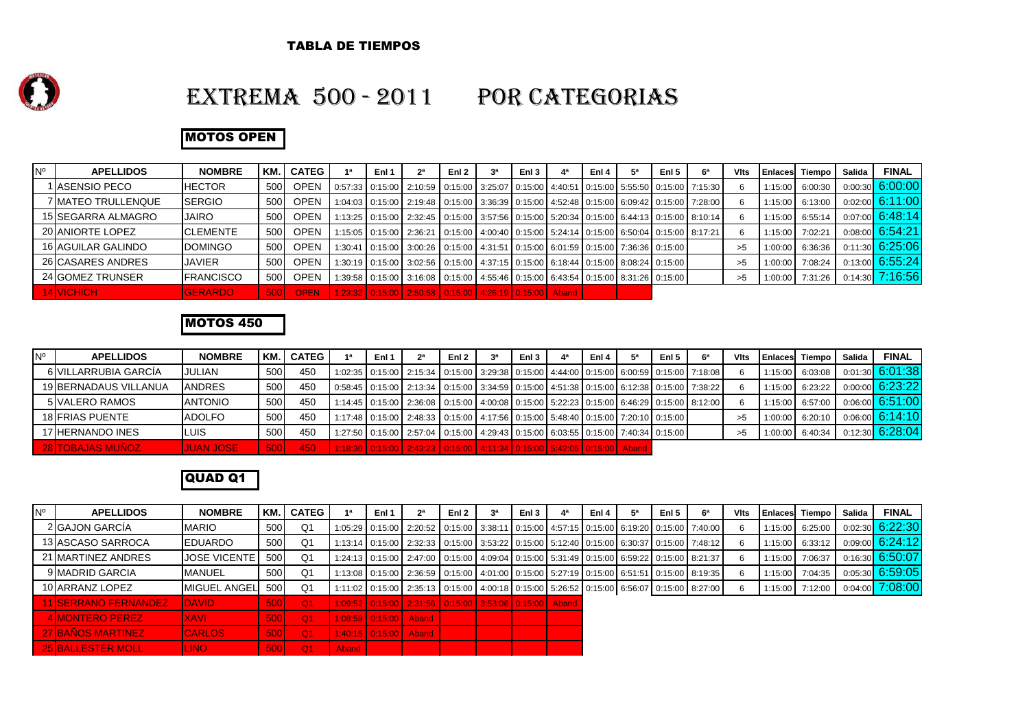TABLA DE TIEMPOS

# EXTREMA 500 - 2011 POR CATEGORIAS

## MOTOS OPEN

| Nº | APELLIDOS | NOMBRE | KM. | CATEG | 1ª | Enl 1 | 2ª | Enl 2 | 3ª | Enl 3 | 4ª | Enl 4 | 5ª | Enl 5 | 6ª | Vlts | Enlaces | Tiempo | Salida | FINAL |
|---|---|---|---|---|---|---|---|---|---|---|---|---|---|---|---|---|---|---|---|---|
| 1 | ASENSIO PECO | HECTOR | 500 | OPEN | 0:57:33 | 0:15:00 | 2:10:59 | 0:15:00 | 3:25:07 | 0:15:00 | 4:40:51 | 0:15:00 | 5:55:50 | 0:15:00 | 7:15:30 | 6 | 1:15:00 | 6:00:30 | 0:00:30 | 6:00:00 |
| 7 | MATEO TRULLENQUE | SERGIO | 500 | OPEN | 1:04:03 | 0:15:00 | 2:19:48 | 0:15:00 | 3:36:39 | 0:15:00 | 4:52:48 | 0:15:00 | 6:09:42 | 0:15:00 | 7:28:00 | 6 | 1:15:00 | 6:13:00 | 0:02:00 | 6:11:00 |
| 15 | SEGARRA ALMAGRO | JAIRO | 500 | OPEN | 1:13:25 | 0:15:00 | 2:32:45 | 0:15:00 | 3:57:56 | 0:15:00 | 5:20:34 | 0:15:00 | 6:44:13 | 0:15:00 | 8:10:14 | 6 | 1:15:00 | 6:55:14 | 0:07:00 | 6:48:14 |
| 20 | ANIORTE LOPEZ | CLEMENTE | 500 | OPEN | 1:15:05 | 0:15:00 | 2:36:21 | 0:15:00 | 4:00:40 | 0:15:00 | 5:24:14 | 0:15:00 | 6:50:04 | 0:15:00 | 8:17:21 | 6 | 1:15:00 | 7:02:21 | 0:08:00 | 6:54:21 |
| 16 | AGUILAR GALINDO | DOMINGO | 500 | OPEN | 1:30:41 | 0:15:00 | 3:00:26 | 0:15:00 | 4:31:51 | 0:15:00 | 6:01:59 | 0:15:00 | 7:36:36 | 0:15:00 | | >5 | 1:00:00 | 6:36:36 | 0:11:30 | 6:25:06 |
| 26 | CASARES ANDRES | JAVIER | 500 | OPEN | 1:30:19 | 0:15:00 | 3:02:56 | 0:15:00 | 4:37:15 | 0:15:00 | 6:18:44 | 0:15:00 | 8:08:24 | 0:15:00 | | >5 | 1:00:00 | 7:08:24 | 0:13:00 | 6:55:24 |
| 24 | GOMEZ TRUNSER | FRANCISCO | 500 | OPEN | 1:39:58 | 0:15:00 | 3:16:08 | 0:15:00 | 4:55:46 | 0:15:00 | 6:43:54 | 0:15:00 | 8:31:26 | 0:15:00 | | >5 | 1:00:00 | 7:31:26 | 0:14:30 | 7:16:56 |
| 14 | VICHICH | GERARDO | 500 | OPEN | 1:23:32 | 0:15:00 | 2:50:58 | 0:15:00 | 4:26:19 | 0:15:00 | Aband | | | | | | | | | |

## MOTOS 450

| Nº | APELLIDOS | NOMBRE | KM. | CATEG | 1ª | Enl 1 | 2ª | Enl 2 | 3ª | Enl 3 | 4ª | Enl 4 | 5ª | Enl 5 | 6ª | Vlts | Enlaces | Tiempo | Salida | FINAL |
|---|---|---|---|---|---|---|---|---|---|---|---|---|---|---|---|---|---|---|---|---|
| 6 | VILLARRUBIA GARCÍA | JULIAN | 500 | 450 | 1:02:35 | 0:15:00 | 2:15:34 | 0:15:00 | 3:29:38 | 0:15:00 | 4:44:00 | 0:15:00 | 6:00:59 | 0:15:00 | 7:18:08 | 6 | 1:15:00 | 6:03:08 | 0:01:30 | 6:01:38 |
| 19 | BERNADAUS VILLANUA | ANDRES | 500 | 450 | 0:58:45 | 0:15:00 | 2:13:34 | 0:15:00 | 3:34:59 | 0:15:00 | 4:51:38 | 0:15:00 | 6:12:38 | 0:15:00 | 7:38:22 | 6 | 1:15:00 | 6:23:22 | 0:00:00 | 6:23:22 |
| 5 | VALERO RAMOS | ANTONIO | 500 | 450 | 1:14:45 | 0:15:00 | 2:36:08 | 0:15:00 | 4:00:08 | 0:15:00 | 5:22:23 | 0:15:00 | 6:46:29 | 0:15:00 | 8:12:00 | 6 | 1:15:00 | 6:57:00 | 0:06:00 | 6:51:00 |
| 18 | FRIAS PUENTE | ADOLFO | 500 | 450 | 1:17:48 | 0:15:00 | 2:48:33 | 0:15:00 | 4:17:56 | 0:15:00 | 5:48:40 | 0:15:00 | 7:20:10 | 0:15:00 | | >5 | 1:00:00 | 6:20:10 | 0:06:00 | 6:14:10 |
| 17 | HERNANDO INES | LUIS | 500 | 450 | 1:27:50 | 0:15:00 | 2:57:04 | 0:15:00 | 4:29:43 | 0:15:00 | 6:03:55 | 0:15:00 | 7:40:34 | 0:15:00 | | >5 | 1:00:00 | 6:40:34 | 0:12:30 | 6:28:04 |
| 28 | TOBAJAS MUÑOZ | JUAN JOSE | 500 | 450 | 1:16:30 | 0:15:00 | 2:43:23 | 0:15:00 | 4:11:34 | 0:15:00 | 5:42:05 | 0:15:00 | Aband | | | | | | | |

## QUAD Q1

| Nº | APELLIDOS | NOMBRE | KM. | CATEG | 1ª | Enl 1 | 2ª | Enl 2 | 3ª | Enl 3 | 4ª | Enl 4 | 5ª | Enl 5 | 6ª | Vlts | Enlaces | Tiempo | Salida | FINAL |
|---|---|---|---|---|---|---|---|---|---|---|---|---|---|---|---|---|---|---|---|---|
| 2 | GAJON GARCÍA | MARIO | 500 | Q1 | 1:05:29 | 0:15:00 | 2:20:52 | 0:15:00 | 3:38:11 | 0:15:00 | 4:57:15 | 0:15:00 | 6:19:20 | 0:15:00 | 7:40:00 | 6 | 1:15:00 | 6:25:00 | 0:02:30 | 6:22:30 |
| 13 | ASCASO SARROCA | EDUARDO | 500 | Q1 | 1:13:14 | 0:15:00 | 2:32:33 | 0:15:00 | 3:53:22 | 0:15:00 | 5:12:40 | 0:15:00 | 6:30:37 | 0:15:00 | 7:48:12 | 6 | 1:15:00 | 6:33:12 | 0:09:00 | 6:24:12 |
| 21 | MARTINEZ ANDRES | JOSE VICENTE | 500 | Q1 | 1:24:13 | 0:15:00 | 2:47:00 | 0:15:00 | 4:09:04 | 0:15:00 | 5:31:49 | 0:15:00 | 6:59:22 | 0:15:00 | 8:21:37 | 6 | 1:15:00 | 7:06:37 | 0:16:30 | 6:50:07 |
| 9 | MADRID GARCIA | MANUEL | 500 | Q1 | 1:13:08 | 0:15:00 | 2:36:59 | 0:15:00 | 4:01:00 | 0:15:00 | 5:27:19 | 0:15:00 | 6:51:51 | 0:15:00 | 8:19:35 | 6 | 1:15:00 | 7:04:35 | 0:05:30 | 6:59:05 |
| 10 | ARRANZ LOPEZ | MIGUEL ANGEL | 500 | Q1 | 1:11:02 | 0:15:00 | 2:35:13 | 0:15:00 | 4:00:18 | 0:15:00 | 5:26:52 | 0:15:00 | 6:56:07 | 0:15:00 | 8:27:00 | 6 | 1:15:00 | 7:12:00 | 0:04:00 | 7:08:00 |
| 11 | SERRANO FERNANDEZ | DAVID | 500 | Q1 | 1:09:52 | 0:15:00 | 2:31:56 | 0:15:00 | 3:53:06 | 0:15:00 | Aband | | | | | | | | | |
| 4 | MONTERO PEREZ | XAVI | 500 | Q1 | 1:08:58 | 0:15:00 | Aband | | | | | | | | | | | | | |
| 27 | BAÑOS MARTINEZ | CARLOS | 500 | Q1 | 1:40:15 | 0:15:00 | Aband | | | | | | | | | | | | | |
| 25 | BALLESTER MOLL | LINO | 500 | Q1 | Aband | | | | | | | | | | | | | | | |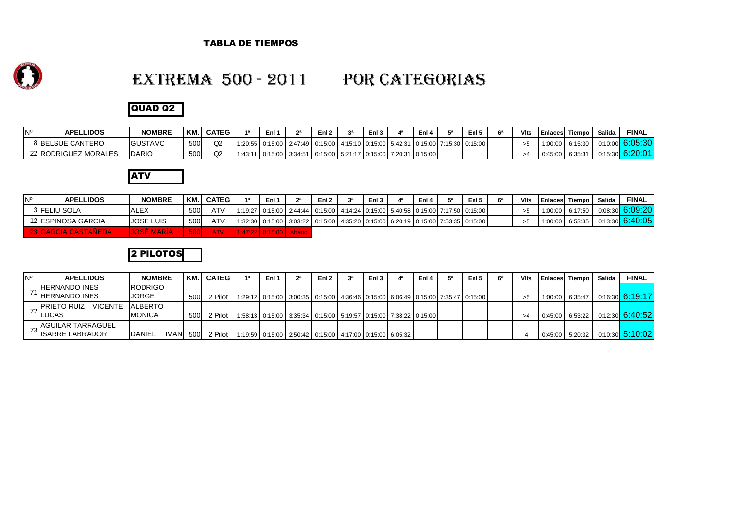TABLA DE TIEMPOS

# EXTREMA 500 - 2011 POR CATEGORIAS

## QUAD Q2

| Nº | APELLIDOS | NOMBRE | KM. | CATEG | 1ª | Enl 1 | 2ª | Enl 2 | 3ª | Enl 3 | 4ª | Enl 4 | 5ª | Enl 5 | 6ª | Vlts | Enlaces | Tiempo | Salida | FINAL |
|---|---|---|---|---|---|---|---|---|---|---|---|---|---|---|---|---|---|---|---|---|
| 8 | BELSUE CANTERO | GUSTAVO | 500 | Q2 | 1:20:55 | 0:15:00 | 2:47:49 | 0:15:00 | 4:15:10 | 0:15:00 | 5:42:31 | 0:15:00 | 7:15:30 | 0:15:00 | | >5 | 1:00:00 | 6:15:30 | 0:10:00 | 6:05:30 |
| 22 | RODRIGUEZ MORALES | DARIO | 500 | Q2 | 1:43:11 | 0:15:00 | 3:34:51 | 0:15:00 | 5:21:17 | 0:15:00 | 7:20:31 | 0:15:00 | | | | >4 | 0:45:00 | 6:35:31 | 0:15:30 | 6:20:01 |

## ATV

| Nº | APELLIDOS | NOMBRE | KM. | CATEG | 1ª | Enl 1 | 2ª | Enl 2 | 3ª | Enl 3 | 4ª | Enl 4 | 5ª | Enl 5 | 6ª | Vlts | Enlaces | Tiempo | Salida | FINAL |
|---|---|---|---|---|---|---|---|---|---|---|---|---|---|---|---|---|---|---|---|---|
| 3 | FELIU SOLA | ALEX | 500 | ATV | 1:19:27 | 0:15:00 | 2:44:44 | 0:15:00 | 4:14:24 | 0:15:00 | 5:40:58 | 0:15:00 | 7:17:50 | 0:15:00 | | >5 | 1:00:00 | 6:17:50 | 0:08:30 | 6:09:20 |
| 12 | ESPINOSA GARCIA | JOSE LUIS | 500 | ATV | 1:32:30 | 0:15:00 | 3:03:22 | 0:15:00 | 4:35:20 | 0:15:00 | 6:20:19 | 0:15:00 | 7:53:35 | 0:15:00 | | >5 | 1:00:00 | 6:53:35 | 0:13:30 | 6:40:05 |
| 23 | GARCIA CASTAÑEDA | JOSÉ MARÍA | 500 | ATV | 1:47:22 | 0:15:00 | Aband | | | | | | | | | | | | | |

## 2 PILOTOS

| Nº | APELLIDOS | NOMBRE | KM. | CATEG | 1ª | Enl 1 | 2ª | Enl 2 | 3ª | Enl 3 | 4ª | Enl 4 | 5ª | Enl 5 | 6ª | Vlts | Enlaces | Tiempo | Salida | FINAL |
|---|---|---|---|---|---|---|---|---|---|---|---|---|---|---|---|---|---|---|---|---|
| 71 | HERNANDO INES<br>HERNANDO INES | RODRIGO<br>JORGE | 500 | 2 Pilot | 1:29:12 | 0:15:00 | 3:00:35 | 0:15:00 | 4:36:46 | 0:15:00 | 6:06:49 | 0:15:00 | 7:35:47 | 0:15:00 | | >5 | 1:00:00 | 6:35:47 | 0:16:30 | 6:19:17 |
| 72 | PRIETO RUIZ VICENTE<br>LUCAS | ALBERTO<br>MONICA | 500 | 2 Pilot | 1:58:13 | 0:15:00 | 3:35:34 | 0:15:00 | 5:19:57 | 0:15:00 | 7:38:22 | 0:15:00 | | | | >4 | 0:45:00 | 6:53:22 | 0:12:30 | 6:40:52 |
| 73 | AGUILAR TARRAGUEL<br>ISARRE LABRADOR | DANIEL IVAN | 500 | 2 Pilot | 1:19:59 | 0:15:00 | 2:50:42 | 0:15:00 | 4:17:00 | 0:15:00 | 6:05:32 | | | | | 4 | 0:45:00 | 5:20:32 | 0:10:30 | 5:10:02 |